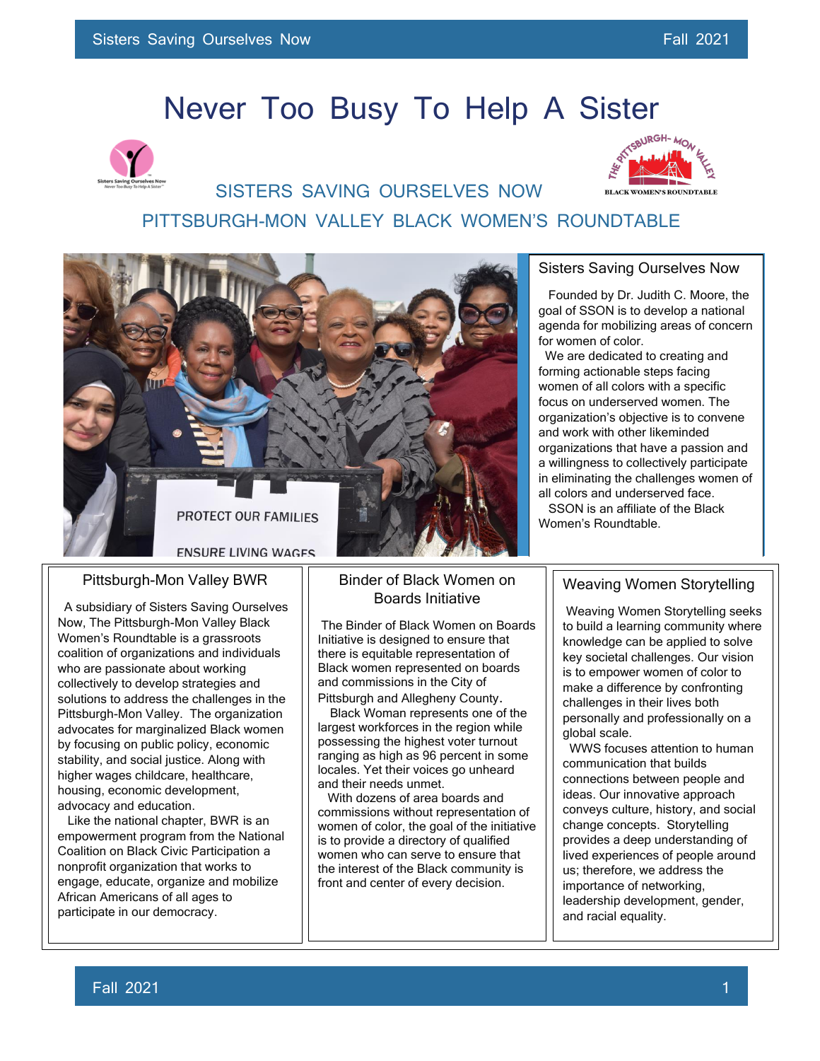# Never Too Busy To Help A Sister

## SISTERS SAVING OURSELVES NOW
## PITTSBURGH-MON VALLEY BLACK WOMEN'S ROUNDTABLE

### Sisters Saving Ourselves Now

Founded by Dr. Judith C. Moore, the goal of SSON is to develop a national agenda for mobilizing areas of concern for women of color.

We are dedicated to creating and forming actionable steps facing women of all colors with a specific focus on underserved women. The organization's objective is to convene and work with other likeminded organizations that have a passion and a willingness to collectively participate in eliminating the challenges women of all colors and underserved face.

SSON is an affiliate of the Black Women's Roundtable.

### Pittsburgh-Mon Valley BWR

A subsidiary of Sisters Saving Ourselves Now, The Pittsburgh-Mon Valley Black Women's Roundtable is a grassroots coalition of organizations and individuals who are passionate about working collectively to develop strategies and solutions to address the challenges in the Pittsburgh-Mon Valley. The organization advocates for marginalized Black women by focusing on public policy, economic stability, and social justice. Along with higher wages childcare, healthcare, housing, economic development, advocacy and education.

Like the national chapter, BWR is an empowerment program from the National Coalition on Black Civic Participation a nonprofit organization that works to engage, educate, organize and mobilize African Americans of all ages to participate in our democracy.

### Binder of Black Women on Boards Initiative

The Binder of Black Women on Boards Initiative is designed to ensure that there is equitable representation of Black women represented on boards and commissions in the City of Pittsburgh and Allegheny County.

Black Woman represents one of the largest workforces in the region while possessing the highest voter turnout ranging as high as 96 percent in some locales. Yet their voices go unheard and their needs unmet.

With dozens of area boards and commissions without representation of women of color, the goal of the initiative is to provide a directory of qualified women who can serve to ensure that the interest of the Black community is front and center of every decision.

### Weaving Women Storytelling

Weaving Women Storytelling seeks to build a learning community where knowledge can be applied to solve key societal challenges. Our vision is to empower women of color to make a difference by confronting challenges in their lives both personally and professionally on a global scale.

WWS focuses attention to human communication that builds connections between people and ideas. Our innovative approach conveys culture, history, and social change concepts. Storytelling provides a deep understanding of lived experiences of people around us; therefore, we address the importance of networking, leadership development, gender, and racial equality.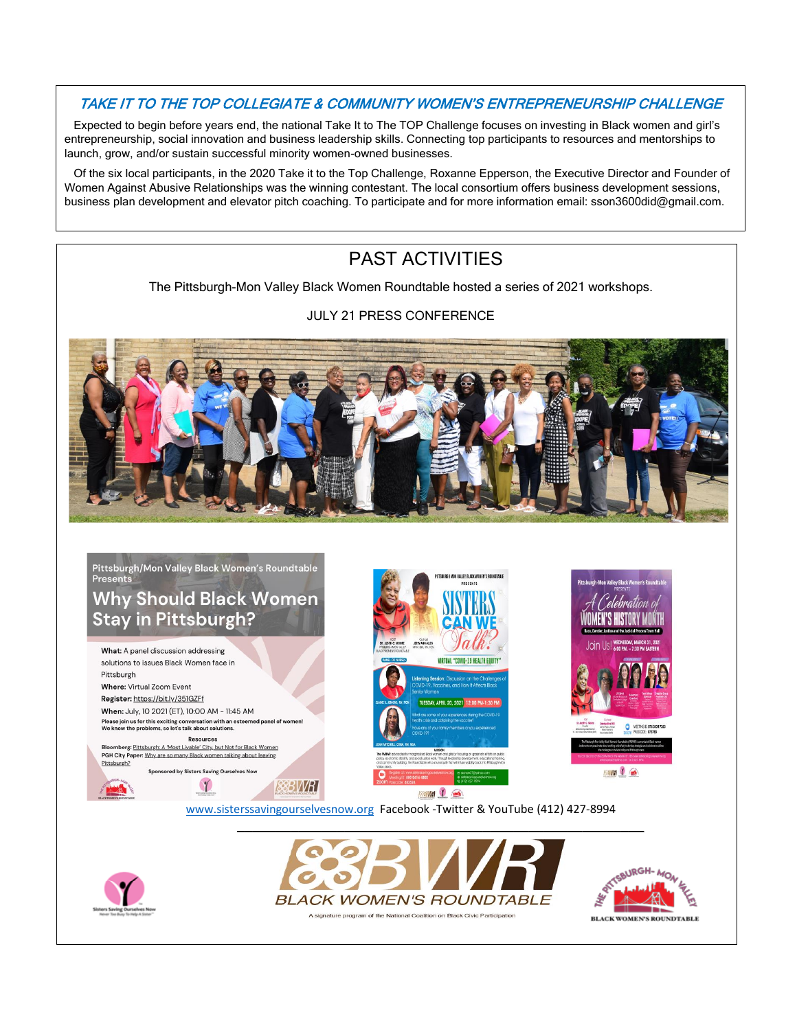## TAKE IT TO THE TOP COLLEGIATE & COMMUNITY WOMEN'S ENTREPRENEURSHIP CHALLENGE

Expected to begin before years end, the national Take It to The TOP Challenge focuses on investing in Black women and girl's entrepreneurship, social innovation and business leadership skills. Connecting top participants to resources and mentorships to launch, grow, and/or sustain successful minority women-owned businesses.

Of the six local participants, in the 2020 Take it to the Top Challenge, Roxanne Epperson, the Executive Director and Founder of Women Against Abusive Relationships was the winning contestant. The local consortium offers business development sessions, business plan development and elevator pitch coaching. To participate and for more information email: sson3600did@gmail.com.

# PAST ACTIVITIES

The Pittsburgh-Mon Valley Black Women Roundtable hosted a series of 2021 workshops.

JULY 21 PRESS CONFERENCE

Pittsburgh/Mon Valley Black Women's Roundtable Presents

**Why Should Black Women Stay in Pittsburgh?**

**What:** A panel discussion addressing solutions to issues Black Women face in Pittsburgh

**Where:** Virtual Zoom Event

**Register:** https://bit.ly/351GZFf

**When:** July, 10 2021 (ET), 10:00 AM - 11:45 AM

**Please join us for this exciting conversation with an esteemed panel of women! We know the problems, so let's talk about solutions.**

**Resources**

**Bloomberg:** Pittsburgh: A 'Most Livable' City, but Not for Black Women

**PGH City Paper:** Why are so many Black women talking about leaving Pittsburgh?

**Sponsored by Sisters Saving Ourselves Now**

PITTSBURGH MON VALLEY BLACK WOMEN'S ROUNDTABLE PRESENTS

SISTERS CAN WE Talk?

VIRTUAL "COVID-19 HEALTH EQUITY"

Listening Session: Discussion on the Challenges of COVID-19, Vaccines, and How it Affects Black Senior Women

TUESDAY, APRIL 20, 2021 12:00 PM-1:30 PM

Pittsburgh-Mon Valley Black Womens Roundtable PRESENTS

A Celebration of WOMEN'S HISTORY MONTH

Race, Gender, Justice and the Judicial Process Town Hall

Join Us! WEDNESDAY, MARCH 31, 2021 6:00 PM - 7:30 PM EASTERN

www.sisterssavingourselvesnow.org Facebook -Twitter & YouTube (412) 427-8994

Sisters Saving Ourselves Now — Never Too Busy To Help A Sister

BWR BLACK WOMEN'S ROUNDTABLE — A signature program of the National Coalition on Black Civic Participation

THE PITTSBURGH-MON VALLEY BLACK WOMEN'S ROUNDTABLE